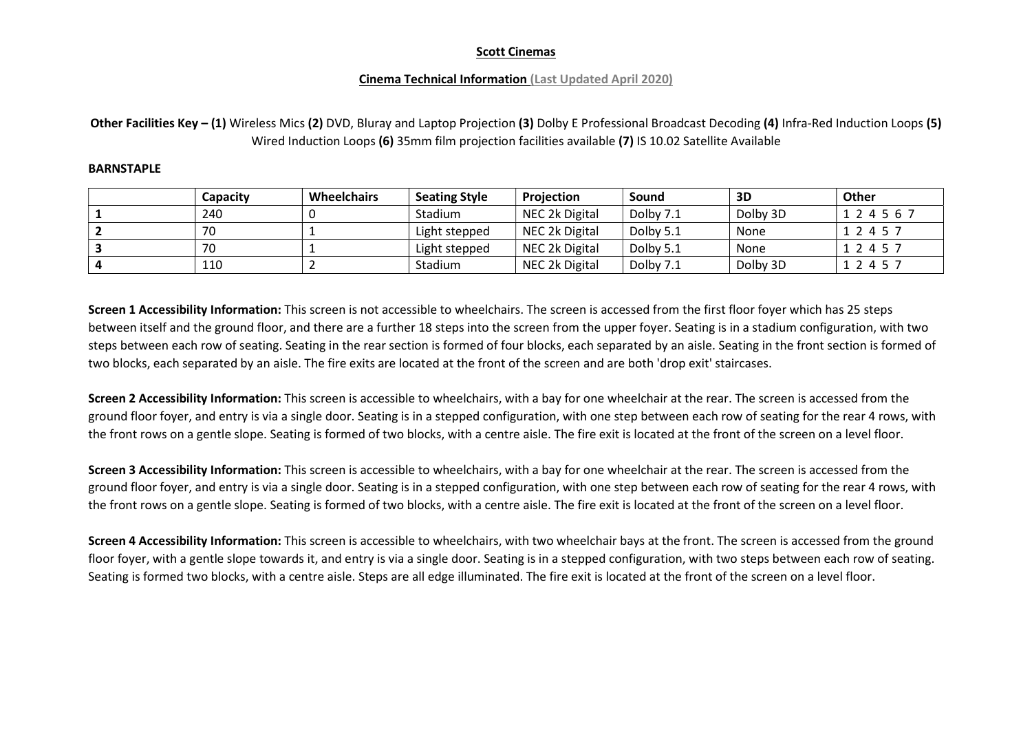**Scott Cinemas**

**Cinema Technical Information** **(Last Updated April 2020)**

**Other Facilities Key – (1)** Wireless Mics **(2)** DVD, Bluray and Laptop Projection **(3)** Dolby E Professional Broadcast Decoding **(4)** Infra-Red Induction Loops **(5)** Wired Induction Loops **(6)** 35mm film projection facilities available **(7)** IS 10.02 Satellite Available

**BARNSTAPLE**

| | Capacity | Wheelchairs | Seating Style | Projection | Sound | 3D | Other |
|---|---|---|---|---|---|---|---|
| **1** | 240 | 0 | Stadium | NEC 2k Digital | Dolby 7.1 | Dolby 3D | 1 2 4 5 6 7 |
| **2** | 70 | 1 | Light stepped | NEC 2k Digital | Dolby 5.1 | None | 1 2 4 5 7 |
| **3** | 70 | 1 | Light stepped | NEC 2k Digital | Dolby 5.1 | None | 1 2 4 5 7 |
| **4** | 110 | 2 | Stadium | NEC 2k Digital | Dolby 7.1 | Dolby 3D | 1 2 4 5 7 |

**Screen 1 Accessibility Information:** This screen is not accessible to wheelchairs. The screen is accessed from the first floor foyer which has 25 steps between itself and the ground floor, and there are a further 18 steps into the screen from the upper foyer. Seating is in a stadium configuration, with two steps between each row of seating. Seating in the rear section is formed of four blocks, each separated by an aisle. Seating in the front section is formed of two blocks, each separated by an aisle. The fire exits are located at the front of the screen and are both 'drop exit' staircases.

**Screen 2 Accessibility Information:** This screen is accessible to wheelchairs, with a bay for one wheelchair at the rear. The screen is accessed from the ground floor foyer, and entry is via a single door. Seating is in a stepped configuration, with one step between each row of seating for the rear 4 rows, with the front rows on a gentle slope. Seating is formed of two blocks, with a centre aisle. The fire exit is located at the front of the screen on a level floor.

**Screen 3 Accessibility Information:** This screen is accessible to wheelchairs, with a bay for one wheelchair at the rear. The screen is accessed from the ground floor foyer, and entry is via a single door. Seating is in a stepped configuration, with one step between each row of seating for the rear 4 rows, with the front rows on a gentle slope. Seating is formed of two blocks, with a centre aisle. The fire exit is located at the front of the screen on a level floor.

**Screen 4 Accessibility Information:** This screen is accessible to wheelchairs, with two wheelchair bays at the front. The screen is accessed from the ground floor foyer, with a gentle slope towards it, and entry is via a single door. Seating is in a stepped configuration, with two steps between each row of seating. Seating is formed two blocks, with a centre aisle. Steps are all edge illuminated. The fire exit is located at the front of the screen on a level floor.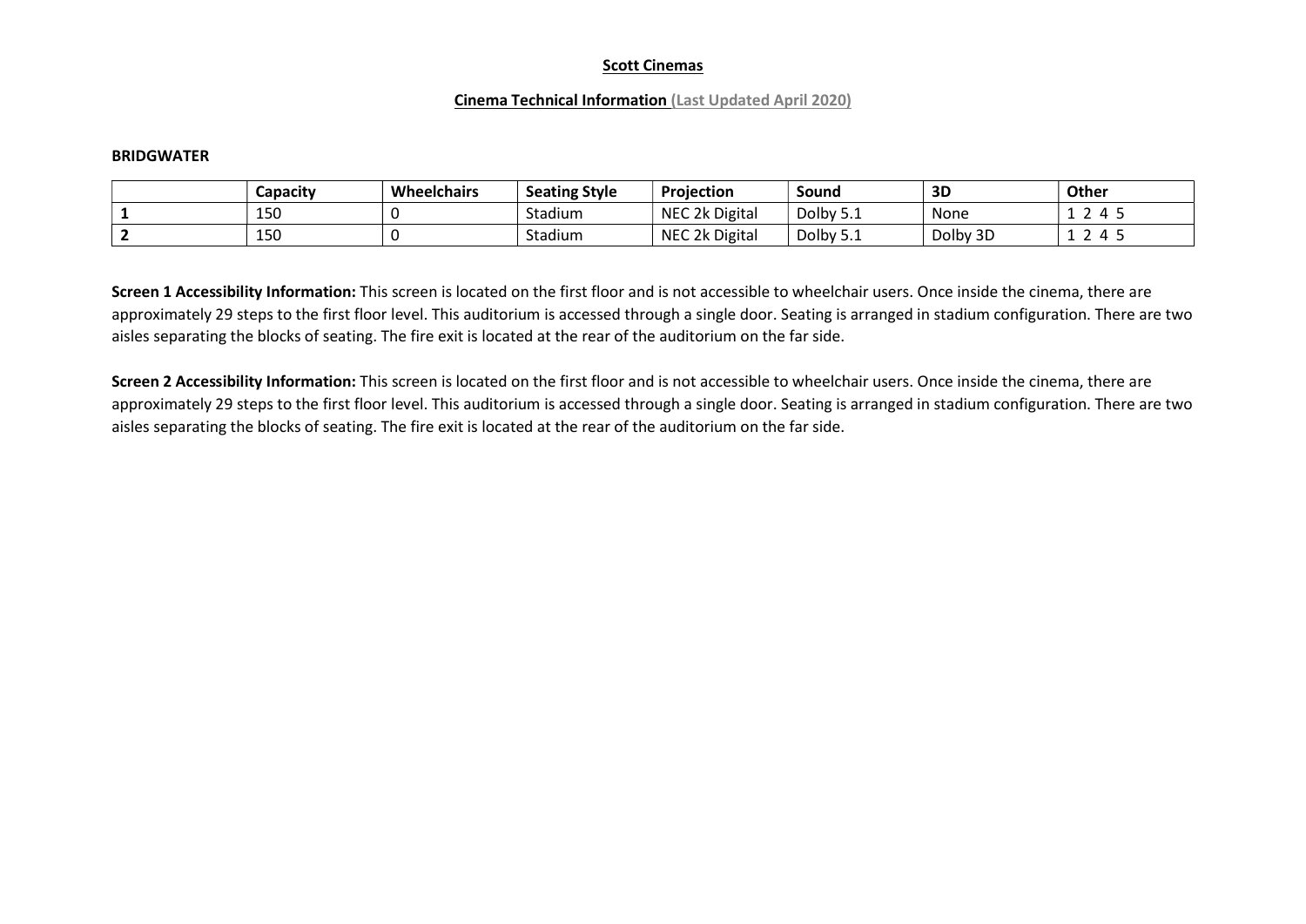**Scott Cinemas**

**Cinema Technical Information (Last Updated April 2020)**

**BRIDGWATER**

| | Capacity | Wheelchairs | Seating Style | Projection | Sound | 3D | Other |
|---|---|---|---|---|---|---|---|
| **1** | 150 | 0 | Stadium | NEC 2k Digital | Dolby 5.1 | None | 1 2 4 5 |
| **2** | 150 | 0 | Stadium | NEC 2k Digital | Dolby 5.1 | Dolby 3D | 1 2 4 5 |

**Screen 1 Accessibility Information:** This screen is located on the first floor and is not accessible to wheelchair users. Once inside the cinema, there are approximately 29 steps to the first floor level. This auditorium is accessed through a single door. Seating is arranged in stadium configuration. There are two aisles separating the blocks of seating. The fire exit is located at the rear of the auditorium on the far side.

**Screen 2 Accessibility Information:** This screen is located on the first floor and is not accessible to wheelchair users. Once inside the cinema, there are approximately 29 steps to the first floor level. This auditorium is accessed through a single door. Seating is arranged in stadium configuration. There are two aisles separating the blocks of seating. The fire exit is located at the rear of the auditorium on the far side.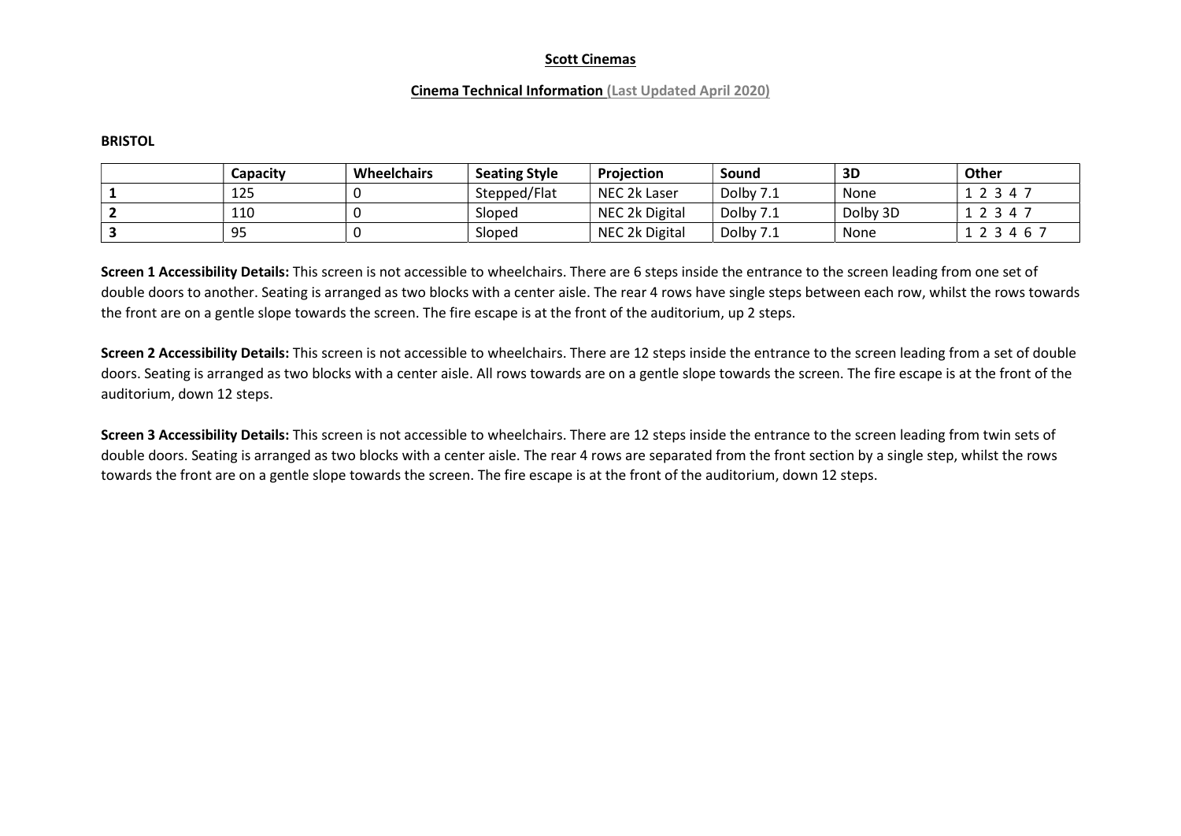**Scott Cinemas**

**Cinema Technical Information (Last Updated April 2020)**

**BRISTOL**

| | Capacity | Wheelchairs | Seating Style | Projection | Sound | 3D | Other |
|---|---|---|---|---|---|---|---|
| **1** | 125 | 0 | Stepped/Flat | NEC 2k Laser | Dolby 7.1 | None | 1 2 3 4 7 |
| **2** | 110 | 0 | Sloped | NEC 2k Digital | Dolby 7.1 | Dolby 3D | 1 2 3 4 7 |
| **3** | 95 | 0 | Sloped | NEC 2k Digital | Dolby 7.1 | None | 1 2 3 4 6 7 |

**Screen 1 Accessibility Details:** This screen is not accessible to wheelchairs. There are 6 steps inside the entrance to the screen leading from one set of double doors to another. Seating is arranged as two blocks with a center aisle. The rear 4 rows have single steps between each row, whilst the rows towards the front are on a gentle slope towards the screen. The fire escape is at the front of the auditorium, up 2 steps.

**Screen 2 Accessibility Details:** This screen is not accessible to wheelchairs. There are 12 steps inside the entrance to the screen leading from a set of double doors. Seating is arranged as two blocks with a center aisle. All rows towards are on a gentle slope towards the screen. The fire escape is at the front of the auditorium, down 12 steps.

**Screen 3 Accessibility Details:** This screen is not accessible to wheelchairs. There are 12 steps inside the entrance to the screen leading from twin sets of double doors. Seating is arranged as two blocks with a center aisle. The rear 4 rows are separated from the front section by a single step, whilst the rows towards the front are on a gentle slope towards the screen. The fire escape is at the front of the auditorium, down 12 steps.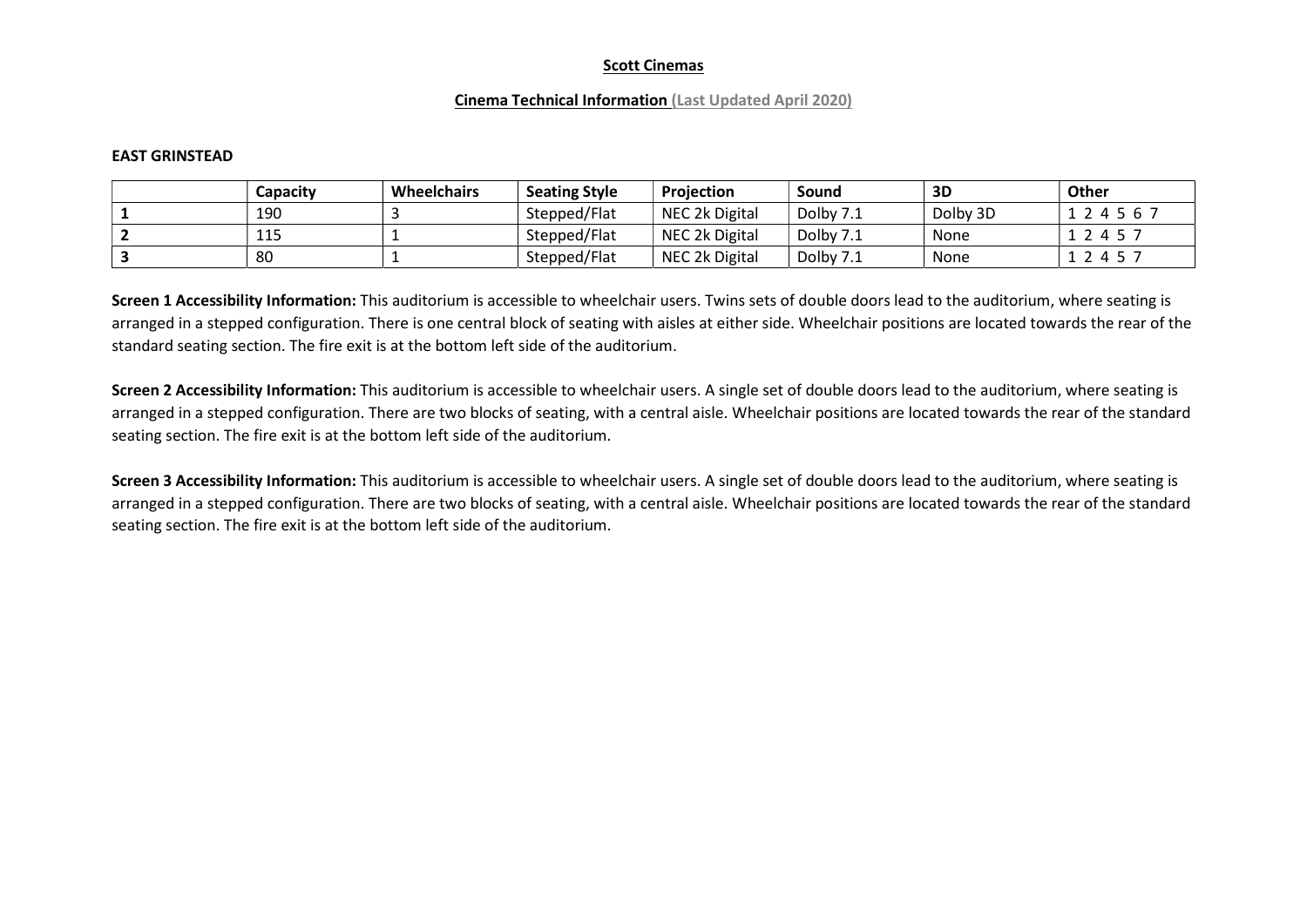**Scott Cinemas**

**Cinema Technical Information (Last Updated April 2020)**

**EAST GRINSTEAD**

| | Capacity | Wheelchairs | Seating Style | Projection | Sound | 3D | Other |
|---|---|---|---|---|---|---|---|
| **1** | 190 | 3 | Stepped/Flat | NEC 2k Digital | Dolby 7.1 | Dolby 3D | 1 2 4 5 6 7 |
| **2** | 115 | 1 | Stepped/Flat | NEC 2k Digital | Dolby 7.1 | None | 1 2 4 5 7 |
| **3** | 80 | 1 | Stepped/Flat | NEC 2k Digital | Dolby 7.1 | None | 1 2 4 5 7 |

**Screen 1 Accessibility Information:** This auditorium is accessible to wheelchair users. Twins sets of double doors lead to the auditorium, where seating is arranged in a stepped configuration. There is one central block of seating with aisles at either side. Wheelchair positions are located towards the rear of the standard seating section. The fire exit is at the bottom left side of the auditorium.

**Screen 2 Accessibility Information:** This auditorium is accessible to wheelchair users. A single set of double doors lead to the auditorium, where seating is arranged in a stepped configuration. There are two blocks of seating, with a central aisle. Wheelchair positions are located towards the rear of the standard seating section. The fire exit is at the bottom left side of the auditorium.

**Screen 3 Accessibility Information:** This auditorium is accessible to wheelchair users. A single set of double doors lead to the auditorium, where seating is arranged in a stepped configuration. There are two blocks of seating, with a central aisle. Wheelchair positions are located towards the rear of the standard seating section. The fire exit is at the bottom left side of the auditorium.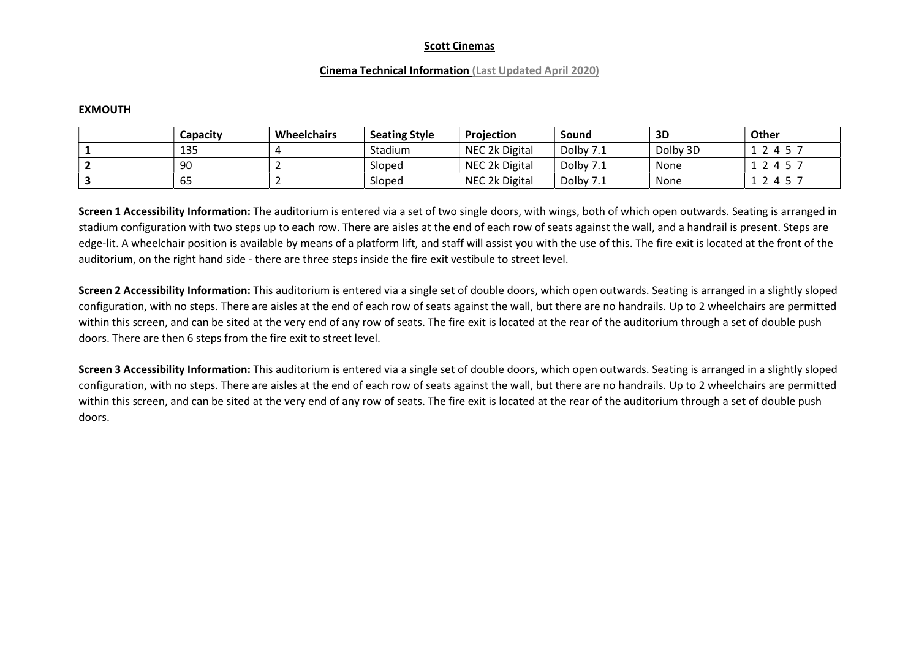**Scott Cinemas**

**Cinema Technical Information (Last Updated April 2020)**

**EXMOUTH**

| | Capacity | Wheelchairs | Seating Style | Projection | Sound | 3D | Other |
|---|---|---|---|---|---|---|---|
| **1** | 135 | 4 | Stadium | NEC 2k Digital | Dolby 7.1 | Dolby 3D | 1 2 4 5 7 |
| **2** | 90 | 2 | Sloped | NEC 2k Digital | Dolby 7.1 | None | 1 2 4 5 7 |
| **3** | 65 | 2 | Sloped | NEC 2k Digital | Dolby 7.1 | None | 1 2 4 5 7 |

**Screen 1 Accessibility Information:** The auditorium is entered via a set of two single doors, with wings, both of which open outwards. Seating is arranged in stadium configuration with two steps up to each row. There are aisles at the end of each row of seats against the wall, and a handrail is present. Steps are edge-lit. A wheelchair position is available by means of a platform lift, and staff will assist you with the use of this. The fire exit is located at the front of the auditorium, on the right hand side - there are three steps inside the fire exit vestibule to street level.

**Screen 2 Accessibility Information:** This auditorium is entered via a single set of double doors, which open outwards. Seating is arranged in a slightly sloped configuration, with no steps. There are aisles at the end of each row of seats against the wall, but there are no handrails. Up to 2 wheelchairs are permitted within this screen, and can be sited at the very end of any row of seats. The fire exit is located at the rear of the auditorium through a set of double push doors. There are then 6 steps from the fire exit to street level.

**Screen 3 Accessibility Information:** This auditorium is entered via a single set of double doors, which open outwards. Seating is arranged in a slightly sloped configuration, with no steps. There are aisles at the end of each row of seats against the wall, but there are no handrails. Up to 2 wheelchairs are permitted within this screen, and can be sited at the very end of any row of seats. The fire exit is located at the rear of the auditorium through a set of double push doors.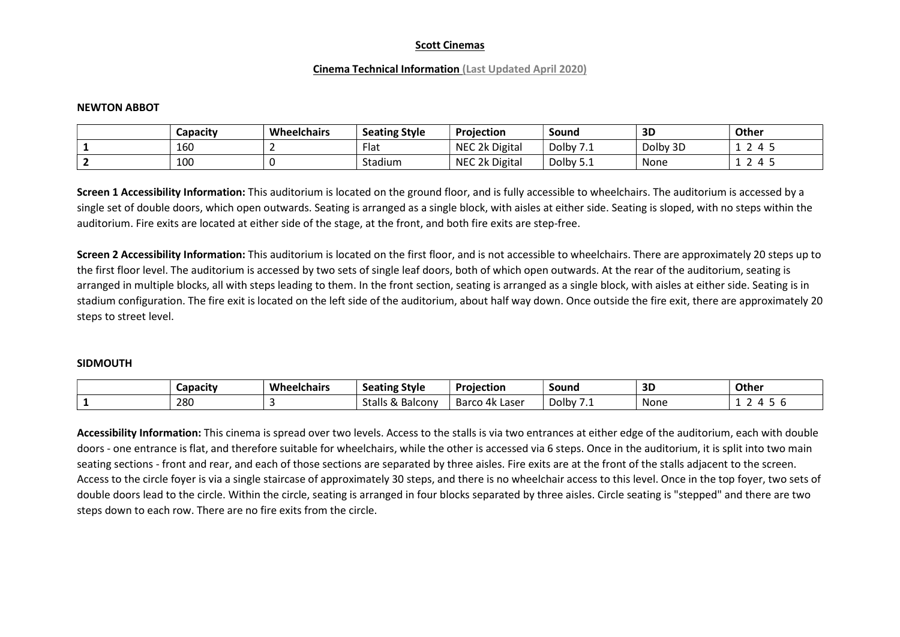**Scott Cinemas**

**Cinema Technical Information (Last Updated April 2020)**

**NEWTON ABBOT**

| | Capacity | Wheelchairs | Seating Style | Projection | Sound | 3D | Other |
|---|---|---|---|---|---|---|---|
| **1** | 160 | 2 | Flat | NEC 2k Digital | Dolby 7.1 | Dolby 3D | 1 2 4 5 |
| **2** | 100 | 0 | Stadium | NEC 2k Digital | Dolby 5.1 | None | 1 2 4 5 |

**Screen 1 Accessibility Information:** This auditorium is located on the ground floor, and is fully accessible to wheelchairs. The auditorium is accessed by a single set of double doors, which open outwards. Seating is arranged as a single block, with aisles at either side. Seating is sloped, with no steps within the auditorium. Fire exits are located at either side of the stage, at the front, and both fire exits are step-free.

**Screen 2 Accessibility Information:** This auditorium is located on the first floor, and is not accessible to wheelchairs. There are approximately 20 steps up to the first floor level. The auditorium is accessed by two sets of single leaf doors, both of which open outwards. At the rear of the auditorium, seating is arranged in multiple blocks, all with steps leading to them. In the front section, seating is arranged as a single block, with aisles at either side. Seating is in stadium configuration. The fire exit is located on the left side of the auditorium, about half way down. Once outside the fire exit, there are approximately 20 steps to street level.

**SIDMOUTH**

| | Capacity | Wheelchairs | Seating Style | Projection | Sound | 3D | Other |
|---|---|---|---|---|---|---|---|
| **1** | 280 | 3 | Stalls & Balcony | Barco 4k Laser | Dolby 7.1 | None | 1 2 4 5 6 |

**Accessibility Information:** This cinema is spread over two levels. Access to the stalls is via two entrances at either edge of the auditorium, each with double doors - one entrance is flat, and therefore suitable for wheelchairs, while the other is accessed via 6 steps. Once in the auditorium, it is split into two main seating sections - front and rear, and each of those sections are separated by three aisles. Fire exits are at the front of the stalls adjacent to the screen. Access to the circle foyer is via a single staircase of approximately 30 steps, and there is no wheelchair access to this level. Once in the top foyer, two sets of double doors lead to the circle. Within the circle, seating is arranged in four blocks separated by three aisles. Circle seating is "stepped" and there are two steps down to each row. There are no fire exits from the circle.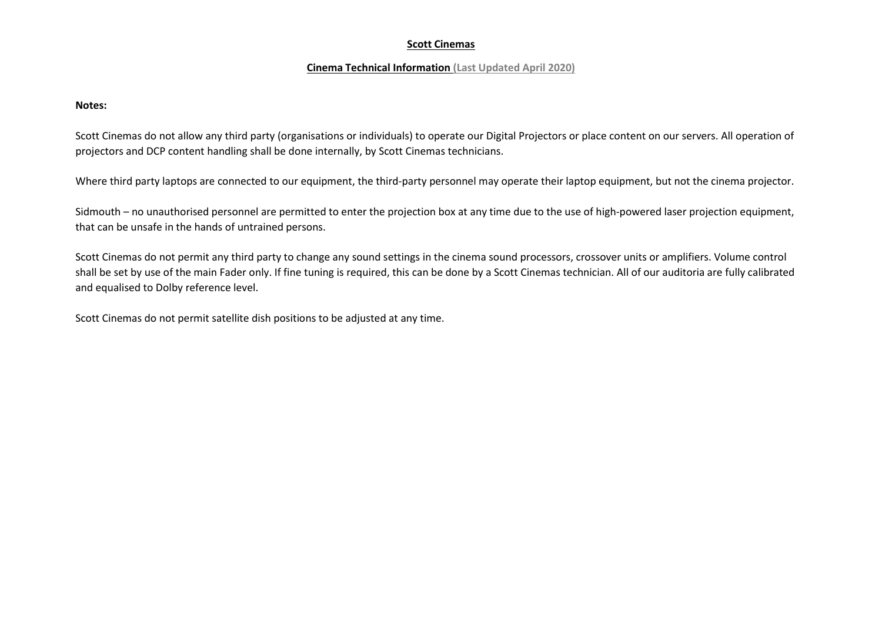**Scott Cinemas**

**Cinema Technical Information (Last Updated April 2020)**

**Notes:**

Scott Cinemas do not allow any third party (organisations or individuals) to operate our Digital Projectors or place content on our servers. All operation of projectors and DCP content handling shall be done internally, by Scott Cinemas technicians.

Where third party laptops are connected to our equipment, the third-party personnel may operate their laptop equipment, but not the cinema projector.

Sidmouth – no unauthorised personnel are permitted to enter the projection box at any time due to the use of high-powered laser projection equipment, that can be unsafe in the hands of untrained persons.

Scott Cinemas do not permit any third party to change any sound settings in the cinema sound processors, crossover units or amplifiers. Volume control shall be set by use of the main Fader only. If fine tuning is required, this can be done by a Scott Cinemas technician. All of our auditoria are fully calibrated and equalised to Dolby reference level.

Scott Cinemas do not permit satellite dish positions to be adjusted at any time.